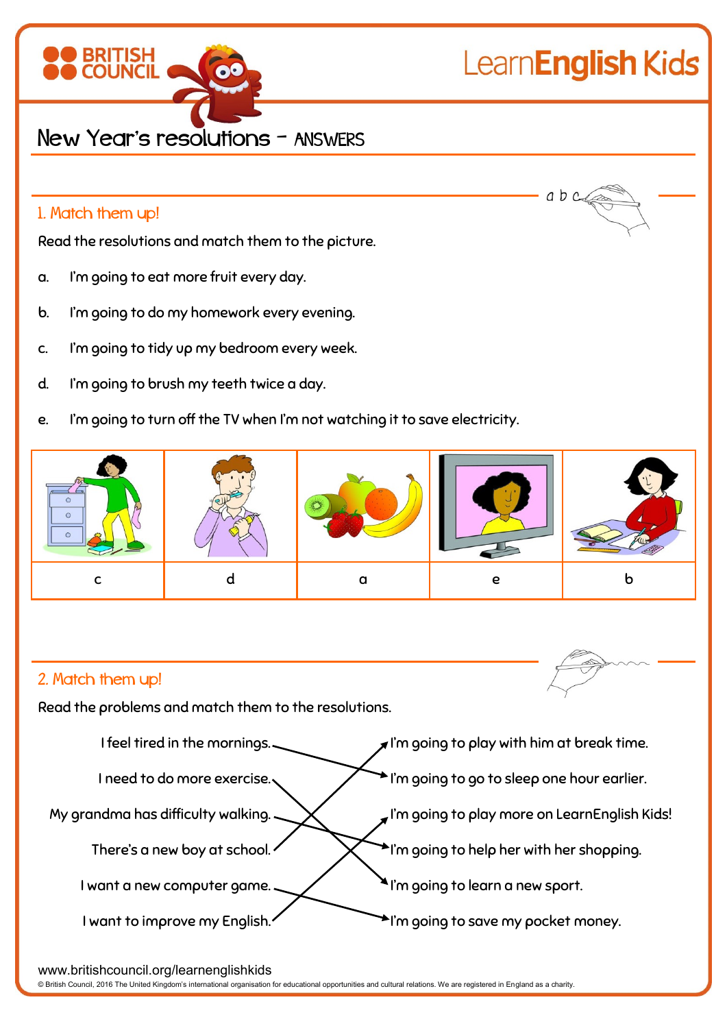# New Year's resolutions – ANSWERS

## 1. Match them up!

Read the resolutions and match them to the picture.

a. I'm going to eat more fruit every day.

b. I'm going to do my homework every evening.

c. I'm going to tidy up my bedroom every week.

d. I'm going to brush my teeth twice a day.

e. I'm going to turn off the TV when I'm not watching it to save electricity.

| | | | | |
|---|---|---|---|---|
| c | d | a | e | b |

## 2. Match them up!

Read the problems and match them to the resolutions.

| Problem | Resolution |
|---|---|
| I feel tired in the mornings. | I'm going to go to sleep one hour earlier. |
| I need to do more exercise. | I'm going to learn a new sport. |
| My grandma has difficulty walking. | I'm going to help her with her shopping. |
| There's a new boy at school. | I'm going to play with him at break time. |
| I want a new computer game. | I'm going to save my pocket money. |
| I want to improve my English. | I'm going to play more on LearnEnglish Kids! |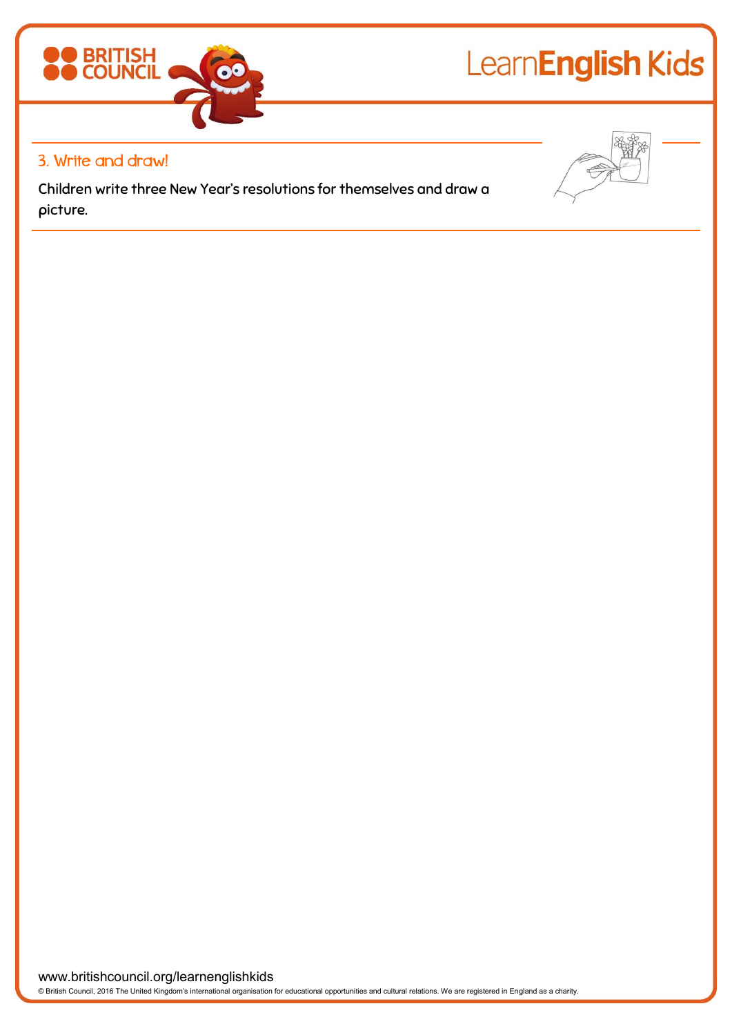### 3. Write and draw!

Children write three New Year's resolutions for themselves and draw a picture.